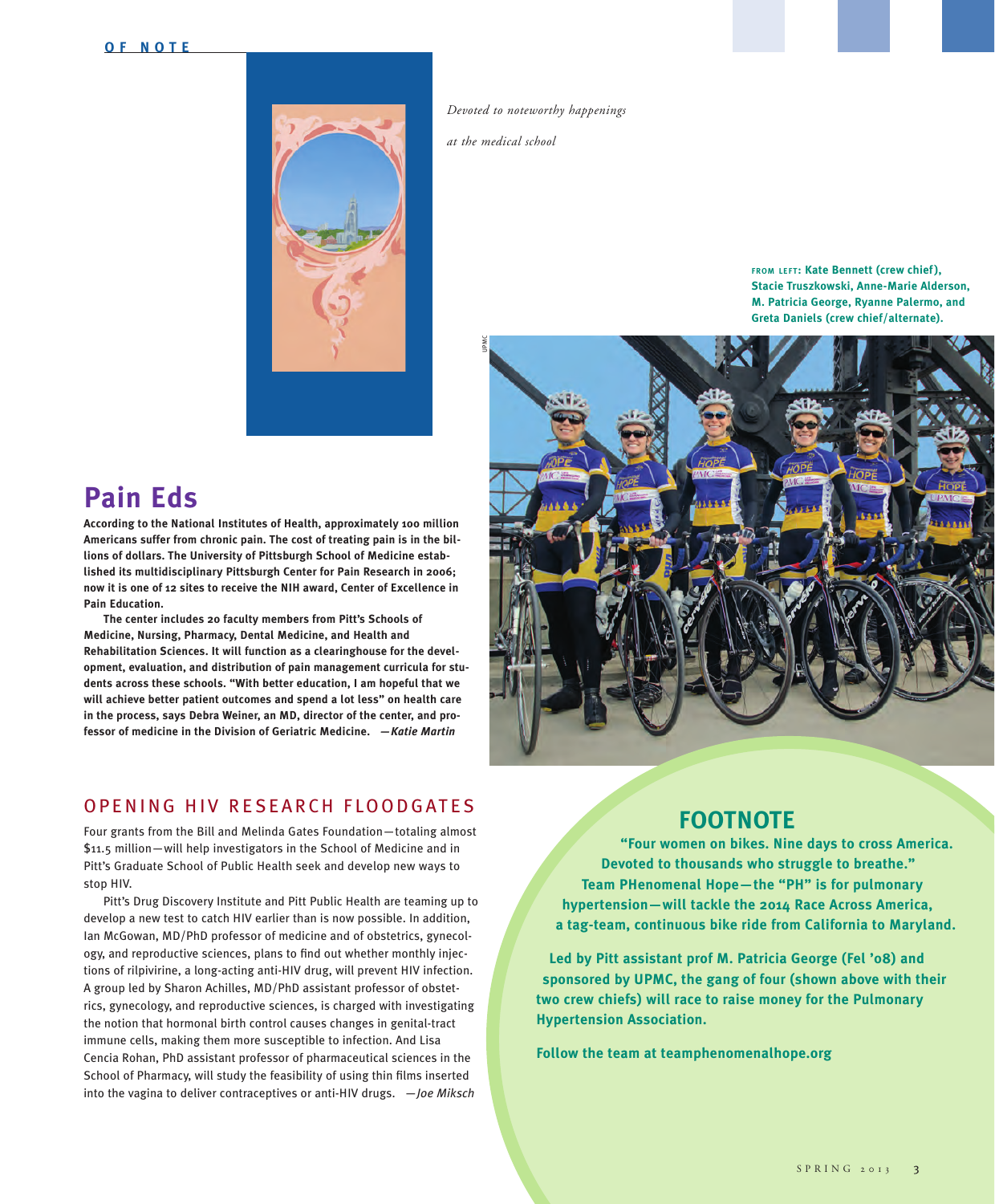*Devoted to noteworthy happenings at the medical school*

## Pain Eds

**According to the National Institutes of Health, approximately 100 million Americans suffer from chronic pain. The cost of treating pain is in the billions of dollars. The University of Pittsburgh School of Medicine established its multidisciplinary Pittsburgh Center for Pain Research in 2006; now it is one of 12 sites to receive the NIH award, Center of Excellence in Pain Education.**

**The center includes 20 faculty members from Pitt's Schools of Medicine, Nursing, Pharmacy, Dental Medicine, and Health and Rehabilitation Sciences. It will function as a clearinghouse for the development, evaluation, and distribution of pain management curricula for students across these schools. "With better education, I am hopeful that we will achieve better patient outcomes and spend a lot less" on health care in the process, says Debra Weiner, an MD, director of the center, and professor of medicine in the Division of Geriatric Medicine.** —*Katie Martin*

## OPENING HIV RESEARCH FLOODGATES

Four grants from the Bill and Melinda Gates Foundation—totaling almost $11.5 million—will help investigators in the School of Medicine and in Pitt's Graduate School of Public Health seek and develop new ways to stop HIV.

Pitt's Drug Discovery Institute and Pitt Public Health are teaming up to develop a new test to catch HIV earlier than is now possible. In addition, Ian McGowan, MD/PhD professor of medicine and of obstetrics, gynecology, and reproductive sciences, plans to find out whether monthly injections of rilpivirine, a long-acting anti-HIV drug, will prevent HIV infection. A group led by Sharon Achilles, MD/PhD assistant professor of obstetrics, gynecology, and reproductive sciences, is charged with investigating the notion that hormonal birth control causes changes in genital-tract immune cells, making them more susceptible to infection. And Lisa Cencia Rohan, PhD assistant professor of pharmaceutical sciences in the School of Pharmacy, will study the feasibility of using thin films inserted into the vagina to deliver contraceptives or anti-HIV drugs. —*Joe Miksch*

FROM LEFT: **Kate Bennett (crew chief), Stacie Truszkowski, Anne-Marie Alderson, M. Patricia George, Ryanne Palermo, and Greta Daniels (crew chief/alternate).**

## FOOTNOTE

**"Four women on bikes. Nine days to cross America. Devoted to thousands who struggle to breathe." Team PHenomenal Hope—the "PH" is for pulmonary hypertension—will tackle the 2014 Race Across America, a tag-team, continuous bike ride from California to Maryland.**

**Led by Pitt assistant prof M. Patricia George (Fel '08) and sponsored by UPMC, the gang of four (shown above with their two crew chiefs) will race to raise money for the Pulmonary Hypertension Association.**

**Follow the team at teamphenomenalhope.org**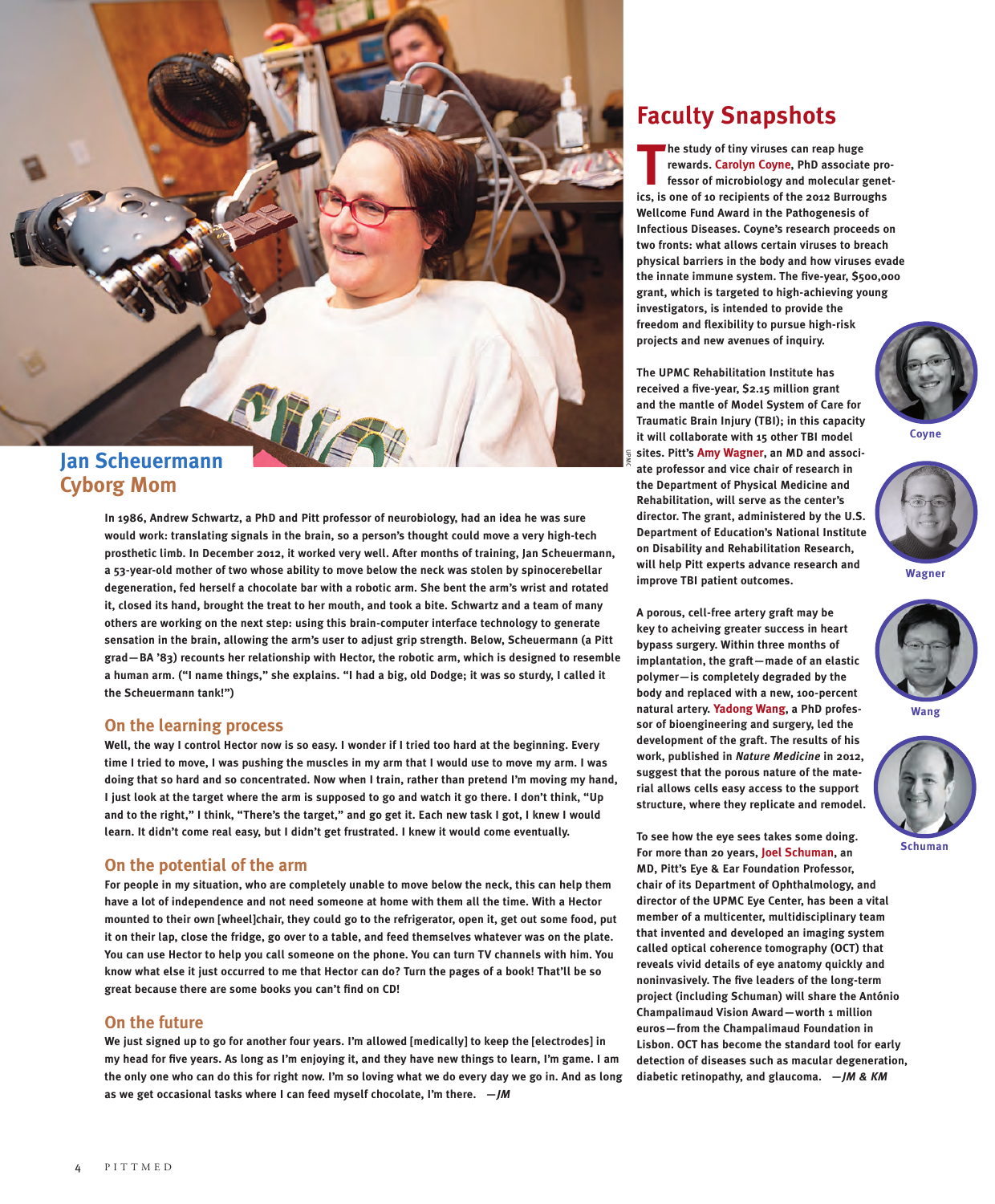## Jan Scheuermann
## Cyborg Mom

**In 1986, Andrew Schwartz, a PhD and Pitt professor of neurobiology, had an idea he was sure would work: translating signals in the brain, so a person's thought could move a very high-tech prosthetic limb. In December 2012, it worked very well. After months of training, Jan Scheuermann, a 53-year-old mother of two whose ability to move below the neck was stolen by spinocerebellar degeneration, fed herself a chocolate bar with a robotic arm. She bent the arm's wrist and rotated it, closed its hand, brought the treat to her mouth, and took a bite. Schwartz and a team of many others are working on the next step: using this brain-computer interface technology to generate sensation in the brain, allowing the arm's user to adjust grip strength. Below, Scheuermann (a Pitt grad—BA '83) recounts her relationship with Hector, the robotic arm, which is designed to resemble a human arm. ("I name things," she explains. "I had a big, old Dodge; it was so sturdy, I called it the Scheuermann tank!")**

### On the learning process

**Well, the way I control Hector now is so easy. I wonder if I tried too hard at the beginning. Every time I tried to move, I was pushing the muscles in my arm that I would use to move my arm. I was doing that so hard and so concentrated. Now when I train, rather than pretend I'm moving my hand, I just look at the target where the arm is supposed to go and watch it go there. I don't think, "Up and to the right," I think, "There's the target," and go get it. Each new task I got, I knew I would learn. It didn't come real easy, but I didn't get frustrated. I knew it would come eventually.**

### On the potential of the arm

**For people in my situation, who are completely unable to move below the neck, this can help them have a lot of independence and not need someone at home with them all the time. With a Hector mounted to their own [wheel]chair, they could go to the refrigerator, open it, get out some food, put it on their lap, close the fridge, go over to a table, and feed themselves whatever was on the plate. You can use Hector to help you call someone on the phone. You can turn TV channels with him. You know what else it just occurred to me that Hector can do? Turn the pages of a book! That'll be so great because there are some books you can't find on CD!**

### On the future

**We just signed up to go for another four years. I'm allowed [medically] to keep the [electrodes] in my head for five years. As long as I'm enjoying it, and they have new things to learn, I'm game. I am the only one who can do this for right now. I'm so loving what we do every day we go in. And as long as we get occasional tasks where I can feed myself chocolate, I'm there. —*JM***

## Faculty Snapshots

**The study of tiny viruses can reap huge rewards. Carolyn Coyne, PhD associate professor of microbiology and molecular genetics, is one of 10 recipients of the 2012 Burroughs Wellcome Fund Award in the Pathogenesis of Infectious Diseases. Coyne's research proceeds on two fronts: what allows certain viruses to breach physical barriers in the body and how viruses evade the innate immune system. The five-year, $500,000 grant, which is targeted to high-achieving young investigators, is intended to provide the freedom and flexibility to pursue high-risk projects and new avenues of inquiry.**

Coyne

**The UPMC Rehabilitation Institute has received a five-year, $2.15 million grant and the mantle of Model System of Care for Traumatic Brain Injury (TBI); in this capacity it will collaborate with 15 other TBI model sites. Pitt's Amy Wagner, an MD and associate professor and vice chair of research in the Department of Physical Medicine and Rehabilitation, will serve as the center's director. The grant, administered by the U.S. Department of Education's National Institute on Disability and Rehabilitation Research, will help Pitt experts advance research and improve TBI patient outcomes.**

Wagner

**A porous, cell-free artery graft may be key to acheiving greater success in heart bypass surgery. Within three months of implantation, the graft—made of an elastic polymer—is completely degraded by the body and replaced with a new, 100-percent natural artery. Yadong Wang, a PhD professor of bioengineering and surgery, led the development of the graft. The results of his work, published in *Nature Medicine* in 2012, suggest that the porous nature of the material allows cells easy access to the support structure, where they replicate and remodel.**

Wang

**To see how the eye sees takes some doing. For more than 20 years, Joel Schuman, an MD, Pitt's Eye & Ear Foundation Professor, chair of its Department of Ophthalmology, and director of the UPMC Eye Center, has been a vital member of a multicenter, multidisciplinary team that invented and developed an imaging system called optical coherence tomography (OCT) that reveals vivid details of eye anatomy quickly and noninvasively. The five leaders of the long-term project (including Schuman) will share the António Champalimaud Vision Award—worth 1 million euros—from the Champalimaud Foundation in Lisbon. OCT has become the standard tool for early detection of diseases such as macular degeneration, diabetic retinopathy, and glaucoma. —*JM & KM***

Schuman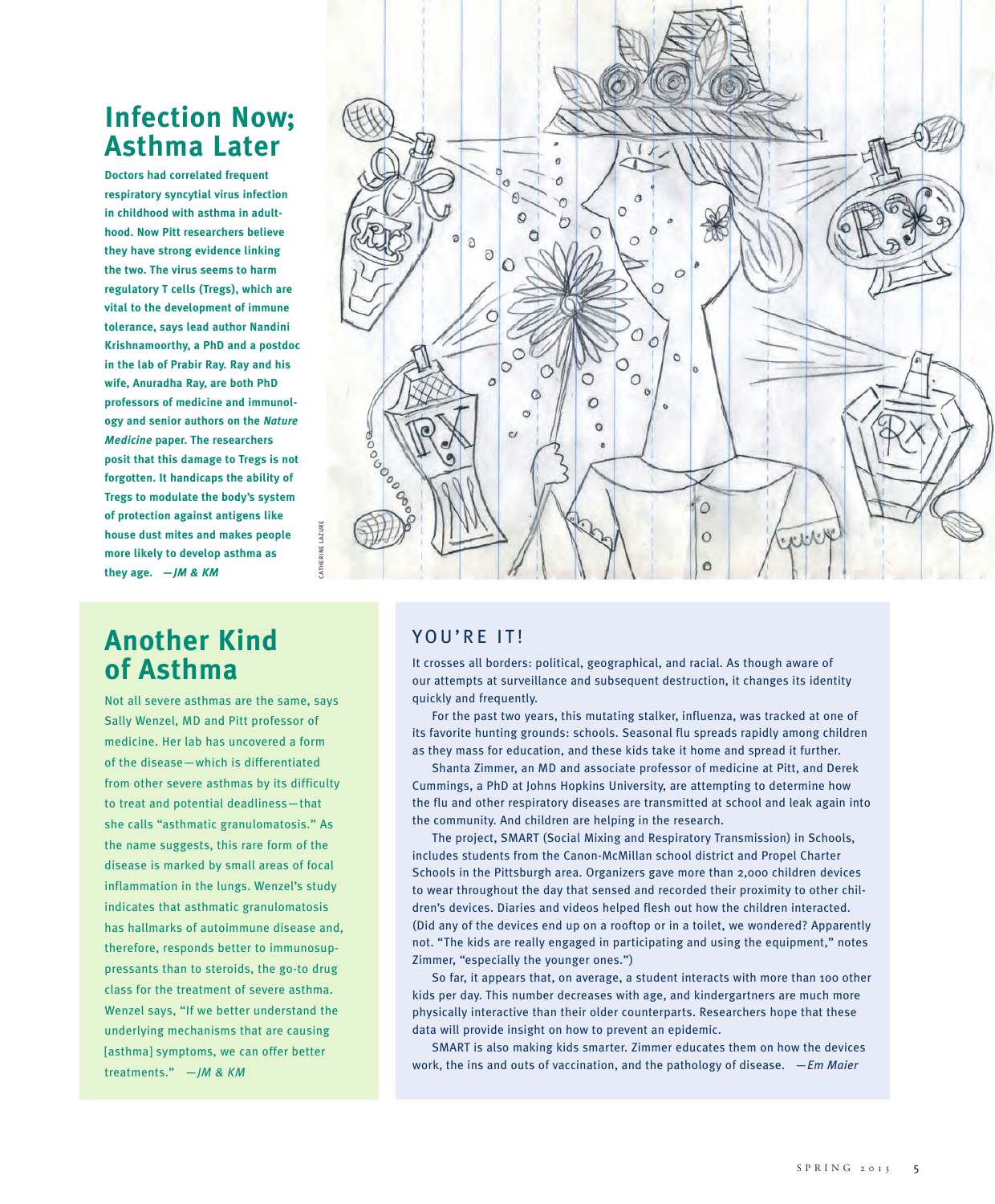## Infection Now; Asthma Later

**Doctors had correlated frequent respiratory syncytial virus infection in childhood with asthma in adulthood. Now Pitt researchers believe they have strong evidence linking the two. The virus seems to harm regulatory T cells (Tregs), which are vital to the development of immune tolerance, says lead author Nandini Krishnamoorthy, a PhD and a postdoc in the lab of Prabir Ray. Ray and his wife, Anuradha Ray, are both PhD professors of medicine and immunology and senior authors on the *Nature Medicine* paper. The researchers posit that this damage to Tregs is not forgotten. It handicaps the ability of Tregs to modulate the body's system of protection against antigens like house dust mites and makes people more likely to develop asthma as they age. —*JM & KM***

CATHERINE LAZURE

## Another Kind of Asthma

Not all severe asthmas are the same, says Sally Wenzel, MD and Pitt professor of medicine. Her lab has uncovered a form of the disease—which is differentiated from other severe asthmas by its difficulty to treat and potential deadliness—that she calls "asthmatic granulomatosis." As the name suggests, this rare form of the disease is marked by small areas of focal inflammation in the lungs. Wenzel's study indicates that asthmatic granulomatosis has hallmarks of autoimmune disease and, therefore, responds better to immunosuppressants than to steroids, the go-to drug class for the treatment of severe asthma. Wenzel says, "If we better understand the underlying mechanisms that are causing [asthma] symptoms, we can offer better treatments." —*JM & KM*

## YOU'RE IT!

It crosses all borders: political, geographical, and racial. As though aware of our attempts at surveillance and subsequent destruction, it changes its identity quickly and frequently.

For the past two years, this mutating stalker, influenza, was tracked at one of its favorite hunting grounds: schools. Seasonal flu spreads rapidly among children as they mass for education, and these kids take it home and spread it further.

Shanta Zimmer, an MD and associate professor of medicine at Pitt, and Derek Cummings, a PhD at Johns Hopkins University, are attempting to determine how the flu and other respiratory diseases are transmitted at school and leak again into the community. And children are helping in the research.

The project, SMART (Social Mixing and Respiratory Transmission) in Schools, includes students from the Canon-McMillan school district and Propel Charter Schools in the Pittsburgh area. Organizers gave more than 2,000 children devices to wear throughout the day that sensed and recorded their proximity to other children's devices. Diaries and videos helped flesh out how the children interacted. (Did any of the devices end up on a rooftop or in a toilet, we wondered? Apparently not. "The kids are really engaged in participating and using the equipment," notes Zimmer, "especially the younger ones.")

So far, it appears that, on average, a student interacts with more than 100 other kids per day. This number decreases with age, and kindergartners are much more physically interactive than their older counterparts. Researchers hope that these data will provide insight on how to prevent an epidemic.

SMART is also making kids smarter. Zimmer educates them on how the devices work, the ins and outs of vaccination, and the pathology of disease. —*Em Maier*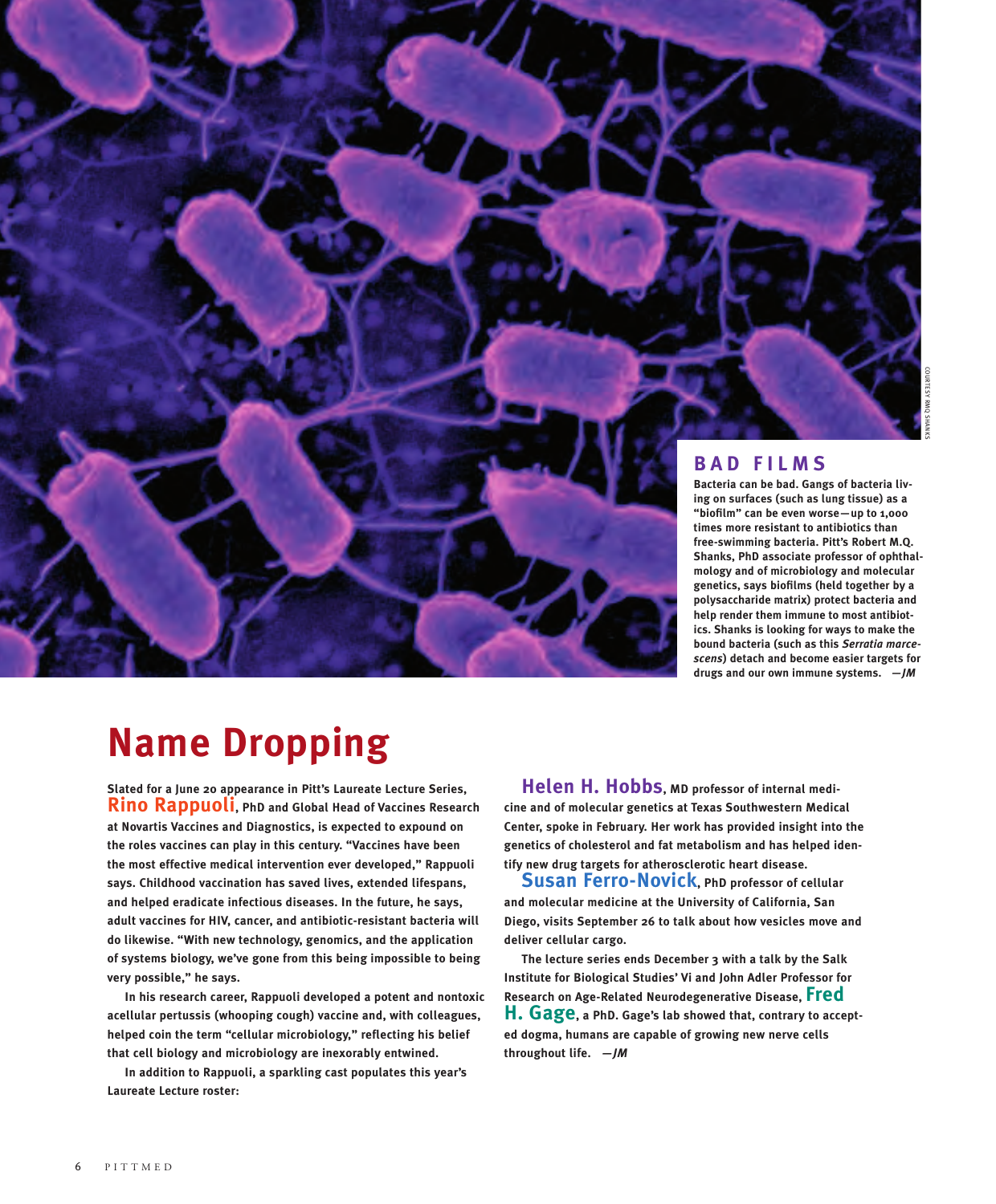COURTESY RMQ SHANKS

## BAD FILMS

**Bacteria can be bad. Gangs of bacteria living on surfaces (such as lung tissue) as a "biofilm" can be even worse—up to 1,000 times more resistant to antibiotics than free-swimming bacteria. Pitt's Robert M.Q. Shanks, PhD associate professor of ophthalmology and of microbiology and molecular genetics, says biofilms (held together by a polysaccharide matrix) protect bacteria and help render them immune to most antibiotics. Shanks is looking for ways to make the bound bacteria (such as this *Serratia marcescens*) detach and become easier targets for drugs and our own immune systems. —*JM***

# Name Dropping

**Slated for a June 20 appearance in Pitt's Laureate Lecture Series, Rino Rappuoli, PhD and Global Head of Vaccines Research at Novartis Vaccines and Diagnostics, is expected to expound on the roles vaccines can play in this century. "Vaccines have been the most effective medical intervention ever developed," Rappuoli says. Childhood vaccination has saved lives, extended lifespans, and helped eradicate infectious diseases. In the future, he says, adult vaccines for HIV, cancer, and antibiotic-resistant bacteria will do likewise. "With new technology, genomics, and the application of systems biology, we've gone from this being impossible to being very possible," he says.**

**In his research career, Rappuoli developed a potent and nontoxic acellular pertussis (whooping cough) vaccine and, with colleagues, helped coin the term "cellular microbiology," reflecting his belief that cell biology and microbiology are inexorably entwined.**

**In addition to Rappuoli, a sparkling cast populates this year's Laureate Lecture roster:**

**Helen H. Hobbs, MD professor of internal medicine and of molecular genetics at Texas Southwestern Medical Center, spoke in February. Her work has provided insight into the genetics of cholesterol and fat metabolism and has helped identify new drug targets for atherosclerotic heart disease.**

**Susan Ferro-Novick, PhD professor of cellular and molecular medicine at the University of California, San Diego, visits September 26 to talk about how vesicles move and deliver cellular cargo.**

**The lecture series ends December 3 with a talk by the Salk Institute for Biological Studies' Vi and John Adler Professor for Research on Age-Related Neurodegenerative Disease, Fred H. Gage, a PhD. Gage's lab showed that, contrary to accepted dogma, humans are capable of growing new nerve cells throughout life. —*JM***